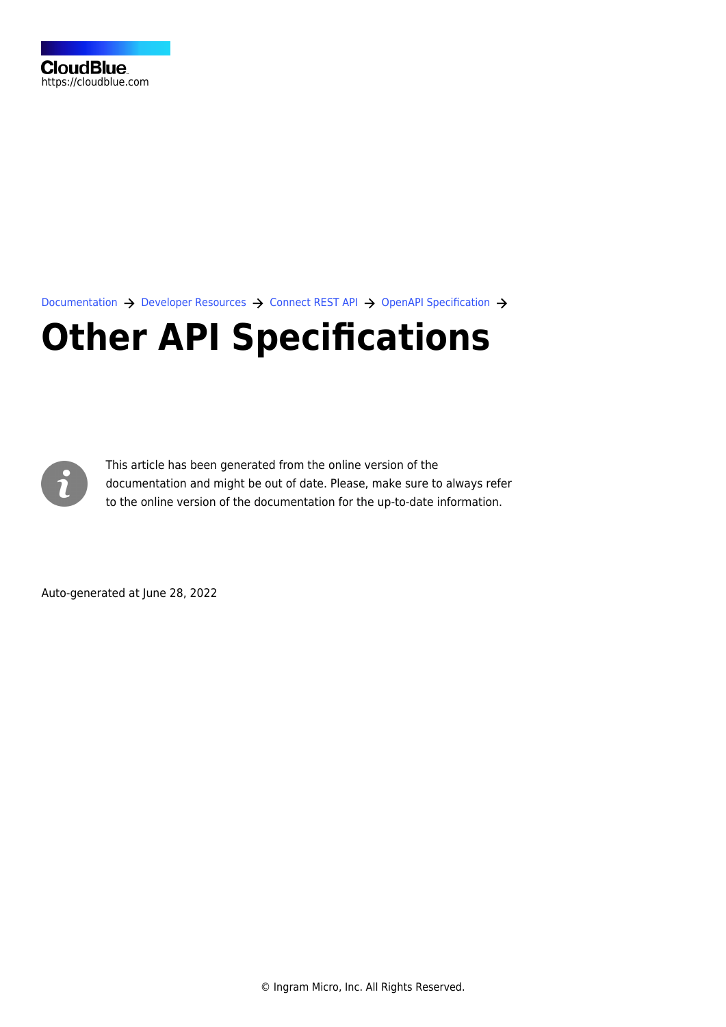CloudBlue
https://cloudblue.com

Documentation → Developer Resources → Connect REST API → OpenAPI Specification →

# Other API Specifications

This article has been generated from the online version of the documentation and might be out of date. Please, make sure to always refer to the online version of the documentation for the up-to-date information.

Auto-generated at June 28, 2022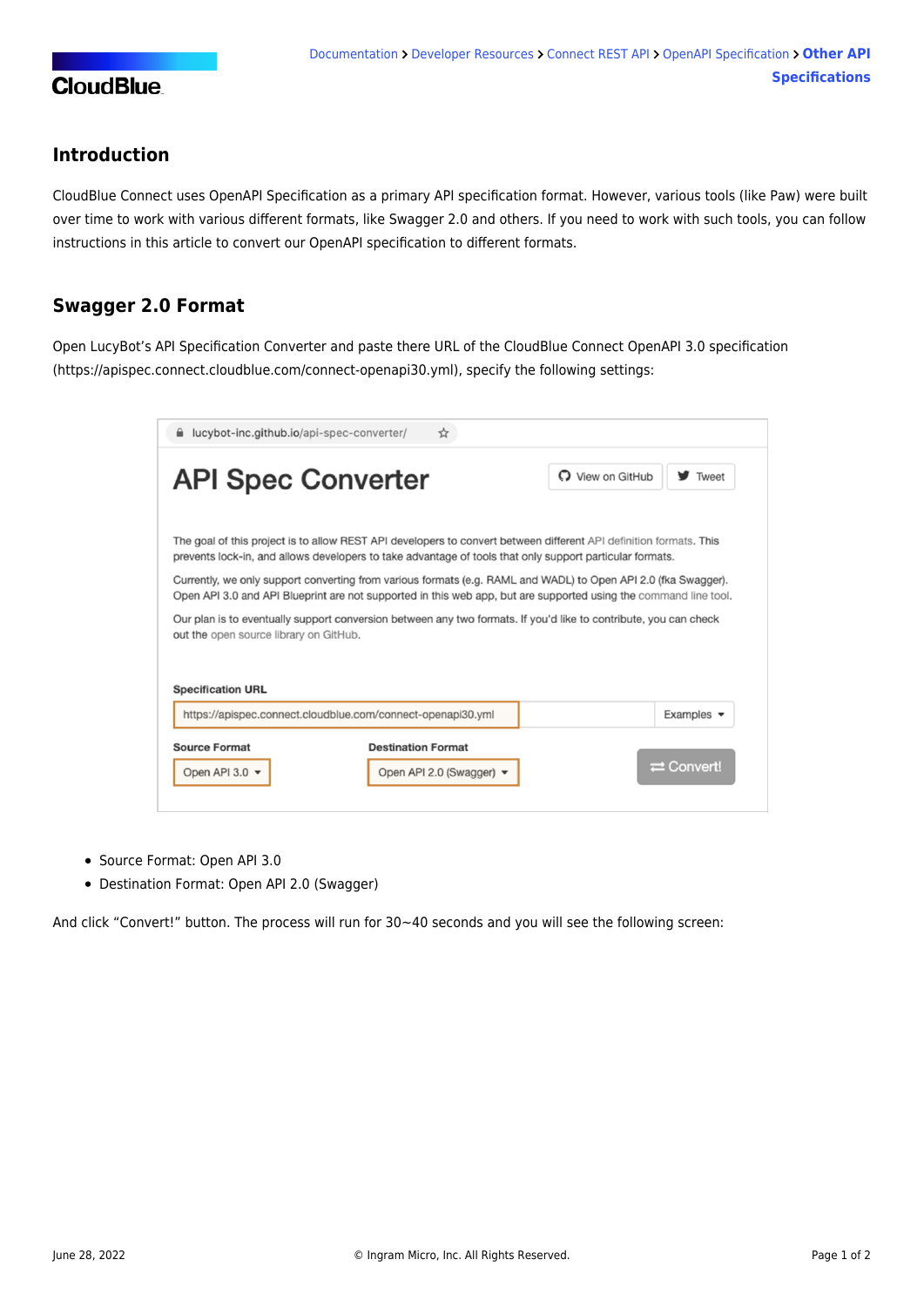## Introduction

CloudBlue Connect uses OpenAPI Specification as a primary API specification format. However, various tools (like Paw) were built over time to work with various different formats, like Swagger 2.0 and others. If you need to work with such tools, you can follow instructions in this article to convert our OpenAPI specification to different formats.

## Swagger 2.0 Format

Open LucyBot's API Specification Converter and paste there URL of the CloudBlue Connect OpenAPI 3.0 specification (https://apispec.connect.cloudblue.com/connect-openapi30.yml), specify the following settings:

- Source Format: Open API 3.0
- Destination Format: Open API 2.0 (Swagger)

And click "Convert!" button. The process will run for 30~40 seconds and you will see the following screen: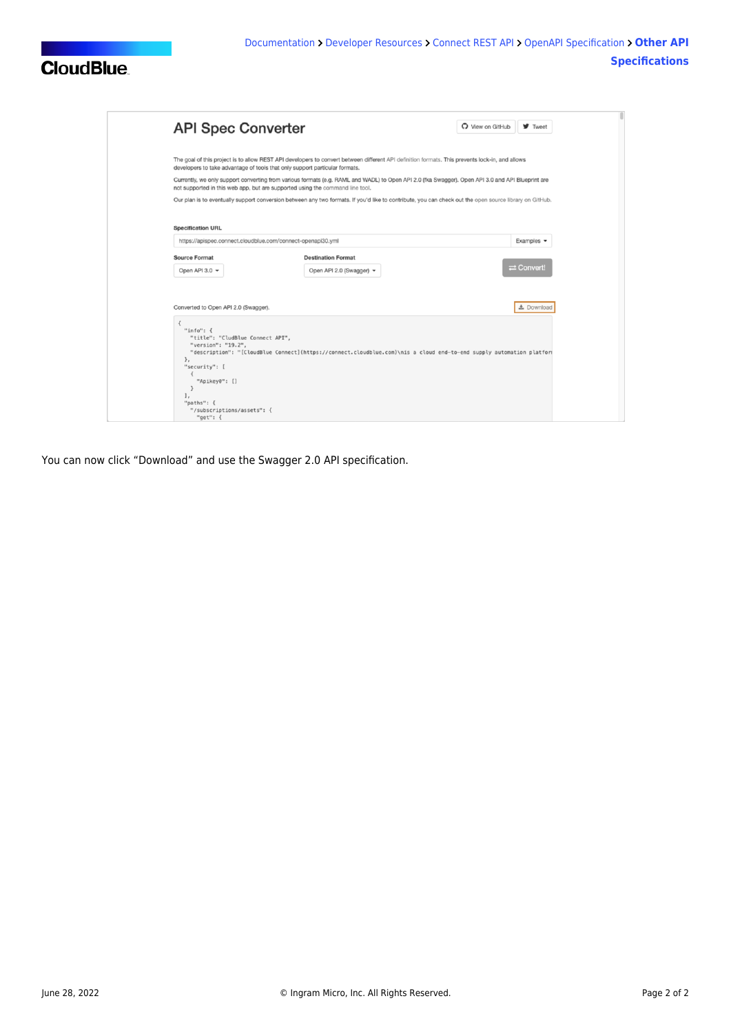You can now click “Download” and use the Swagger 2.0 API specification.